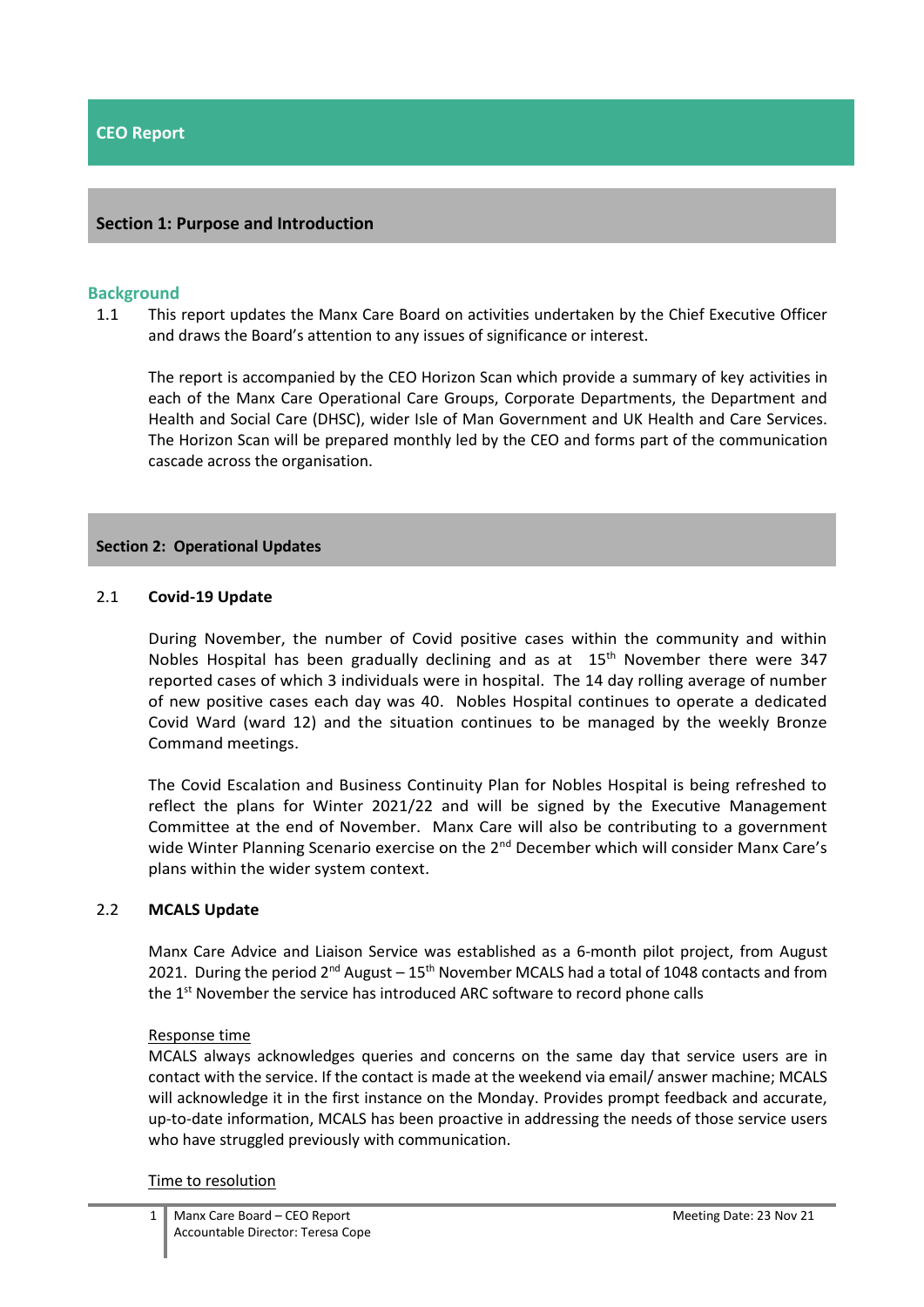# CEO Report

## Section 1: Purpose and Introduction

### Background

1.1 This report updates the Manx Care Board on activities undertaken by the Chief Executive Officer and draws the Board's attention to any issues of significance or interest.

The report is accompanied by the CEO Horizon Scan which provide a summary of key activities in each of the Manx Care Operational Care Groups, Corporate Departments, the Department and Health and Social Care (DHSC), wider Isle of Man Government and UK Health and Care Services. The Horizon Scan will be prepared monthly led by the CEO and forms part of the communication cascade across the organisation.

## Section 2: Operational Updates

### 2.1 Covid-19 Update

During November, the number of Covid positive cases within the community and within Nobles Hospital has been gradually declining and as at 15th November there were 347 reported cases of which 3 individuals were in hospital. The 14 day rolling average of number of new positive cases each day was 40. Nobles Hospital continues to operate a dedicated Covid Ward (ward 12) and the situation continues to be managed by the weekly Bronze Command meetings.

The Covid Escalation and Business Continuity Plan for Nobles Hospital is being refreshed to reflect the plans for Winter 2021/22 and will be signed by the Executive Management Committee at the end of November. Manx Care will also be contributing to a government wide Winter Planning Scenario exercise on the 2nd December which will consider Manx Care's plans within the wider system context.

### 2.2 MCALS Update

Manx Care Advice and Liaison Service was established as a 6-month pilot project, from August 2021. During the period 2nd August – 15th November MCALS had a total of 1048 contacts and from the 1st November the service has introduced ARC software to record phone calls

Response time

MCALS always acknowledges queries and concerns on the same day that service users are in contact with the service. If the contact is made at the weekend via email/ answer machine; MCALS will acknowledge it in the first instance on the Monday. Provides prompt feedback and accurate, up-to-date information, MCALS has been proactive in addressing the needs of those service users who have struggled previously with communication.

Time to resolution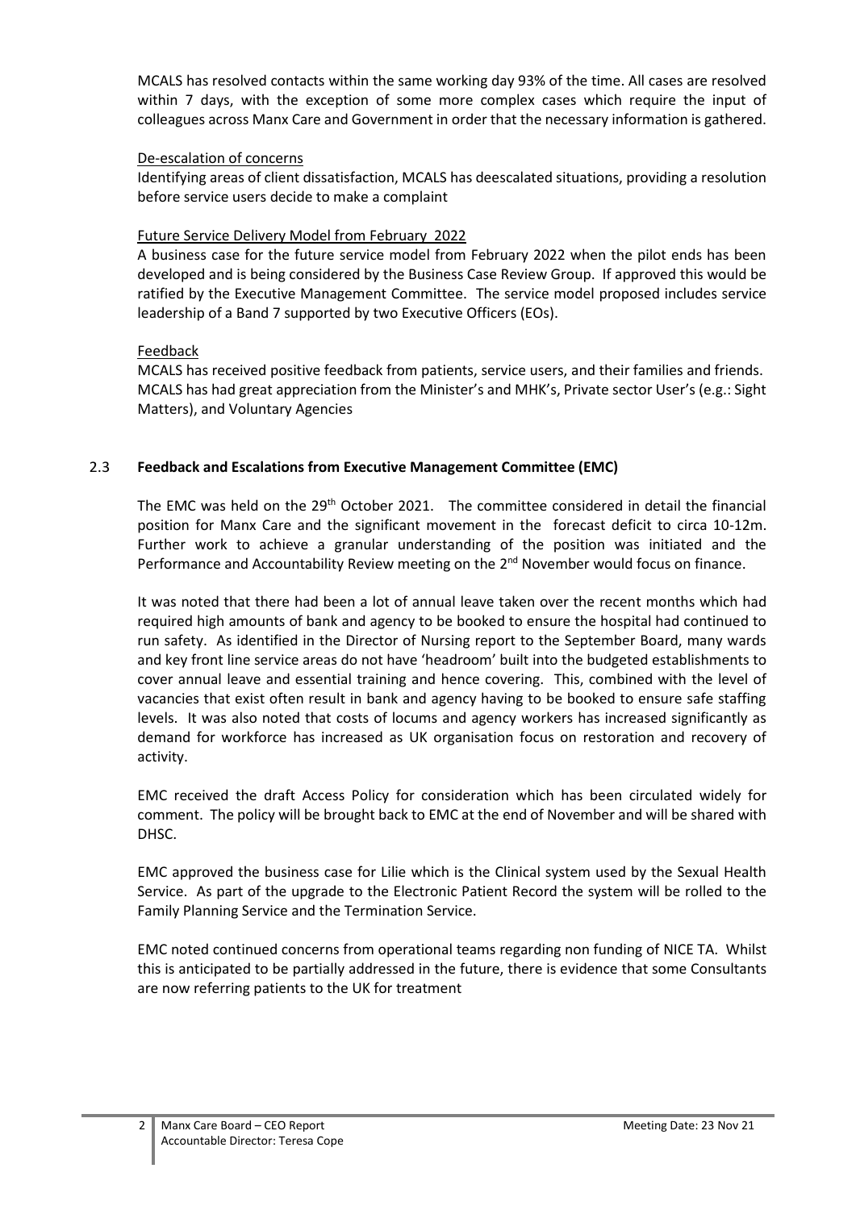MCALS has resolved contacts within the same working day 93% of the time. All cases are resolved within 7 days, with the exception of some more complex cases which require the input of colleagues across Manx Care and Government in order that the necessary information is gathered.

De-escalation of concerns

Identifying areas of client dissatisfaction, MCALS has deescalated situations, providing a resolution before service users decide to make a complaint

Future Service Delivery Model from February 2022

A business case for the future service model from February 2022 when the pilot ends has been developed and is being considered by the Business Case Review Group. If approved this would be ratified by the Executive Management Committee. The service model proposed includes service leadership of a Band 7 supported by two Executive Officers (EOs).

Feedback

MCALS has received positive feedback from patients, service users, and their families and friends. MCALS has had great appreciation from the Minister's and MHK's, Private sector User's (e.g.: Sight Matters), and Voluntary Agencies

### 2.3 Feedback and Escalations from Executive Management Committee (EMC)

The EMC was held on the 29th October 2021. The committee considered in detail the financial position for Manx Care and the significant movement in the forecast deficit to circa 10-12m. Further work to achieve a granular understanding of the position was initiated and the Performance and Accountability Review meeting on the 2nd November would focus on finance.

It was noted that there had been a lot of annual leave taken over the recent months which had required high amounts of bank and agency to be booked to ensure the hospital had continued to run safety. As identified in the Director of Nursing report to the September Board, many wards and key front line service areas do not have 'headroom' built into the budgeted establishments to cover annual leave and essential training and hence covering. This, combined with the level of vacancies that exist often result in bank and agency having to be booked to ensure safe staffing levels. It was also noted that costs of locums and agency workers has increased significantly as demand for workforce has increased as UK organisation focus on restoration and recovery of activity.

EMC received the draft Access Policy for consideration which has been circulated widely for comment. The policy will be brought back to EMC at the end of November and will be shared with DHSC.

EMC approved the business case for Lilie which is the Clinical system used by the Sexual Health Service. As part of the upgrade to the Electronic Patient Record the system will be rolled to the Family Planning Service and the Termination Service.

EMC noted continued concerns from operational teams regarding non funding of NICE TA. Whilst this is anticipated to be partially addressed in the future, there is evidence that some Consultants are now referring patients to the UK for treatment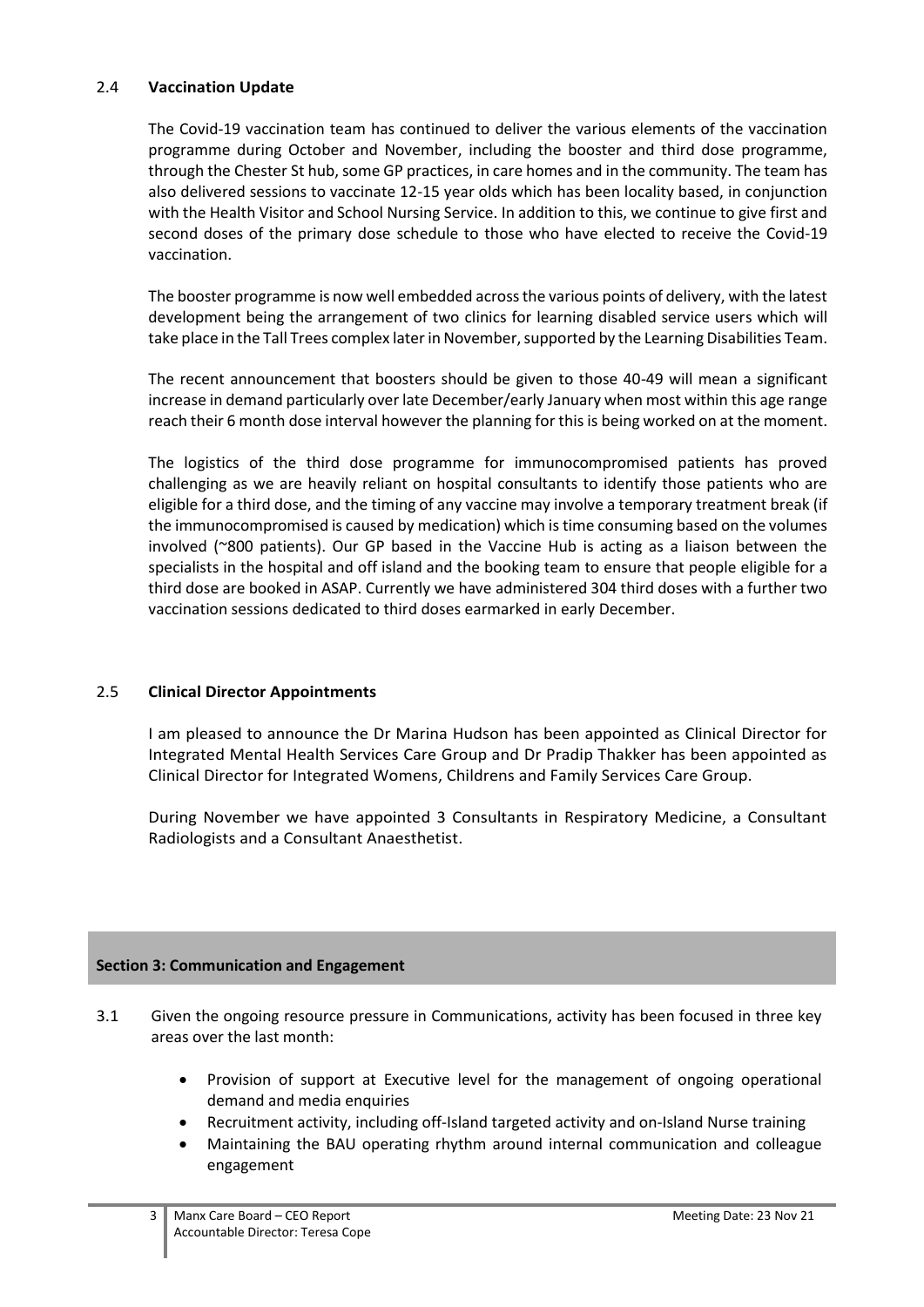### 2.4 **Vaccination Update**

The Covid-19 vaccination team has continued to deliver the various elements of the vaccination programme during October and November, including the booster and third dose programme, through the Chester St hub, some GP practices, in care homes and in the community. The team has also delivered sessions to vaccinate 12-15 year olds which has been locality based, in conjunction with the Health Visitor and School Nursing Service. In addition to this, we continue to give first and second doses of the primary dose schedule to those who have elected to receive the Covid-19 vaccination.

The booster programme is now well embedded across the various points of delivery, with the latest development being the arrangement of two clinics for learning disabled service users which will take place in the Tall Trees complex later in November, supported by the Learning Disabilities Team.

The recent announcement that boosters should be given to those 40-49 will mean a significant increase in demand particularly over late December/early January when most within this age range reach their 6 month dose interval however the planning for this is being worked on at the moment.

The logistics of the third dose programme for immunocompromised patients has proved challenging as we are heavily reliant on hospital consultants to identify those patients who are eligible for a third dose, and the timing of any vaccine may involve a temporary treatment break (if the immunocompromised is caused by medication) which is time consuming based on the volumes involved (~800 patients). Our GP based in the Vaccine Hub is acting as a liaison between the specialists in the hospital and off island and the booking team to ensure that people eligible for a third dose are booked in ASAP. Currently we have administered 304 third doses with a further two vaccination sessions dedicated to third doses earmarked in early December.

### 2.5 **Clinical Director Appointments**

I am pleased to announce the Dr Marina Hudson has been appointed as Clinical Director for Integrated Mental Health Services Care Group and Dr Pradip Thakker has been appointed as Clinical Director for Integrated Womens, Childrens and Family Services Care Group.

During November we have appointed 3 Consultants in Respiratory Medicine, a Consultant Radiologists and a Consultant Anaesthetist.

## **Section 3: Communication and Engagement**

3.1 Given the ongoing resource pressure in Communications, activity has been focused in three key areas over the last month:

- Provision of support at Executive level for the management of ongoing operational demand and media enquiries
- Recruitment activity, including off-Island targeted activity and on-Island Nurse training
- Maintaining the BAU operating rhythm around internal communication and colleague engagement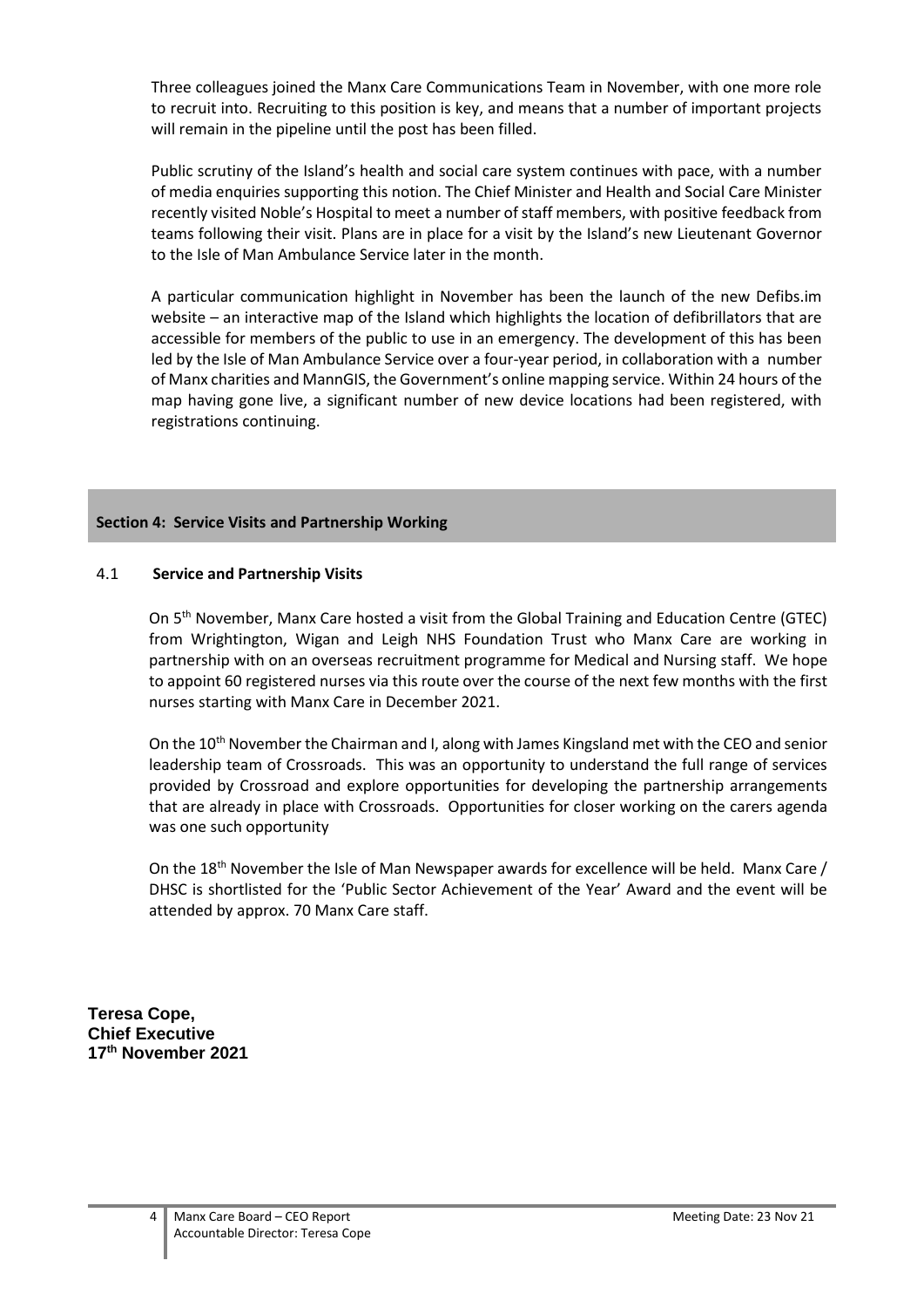Three colleagues joined the Manx Care Communications Team in November, with one more role to recruit into. Recruiting to this position is key, and means that a number of important projects will remain in the pipeline until the post has been filled.

Public scrutiny of the Island's health and social care system continues with pace, with a number of media enquiries supporting this notion. The Chief Minister and Health and Social Care Minister recently visited Noble's Hospital to meet a number of staff members, with positive feedback from teams following their visit. Plans are in place for a visit by the Island's new Lieutenant Governor to the Isle of Man Ambulance Service later in the month.

A particular communication highlight in November has been the launch of the new Defibs.im website – an interactive map of the Island which highlights the location of defibrillators that are accessible for members of the public to use in an emergency. The development of this has been led by the Isle of Man Ambulance Service over a four-year period, in collaboration with a number of Manx charities and MannGIS, the Government's online mapping service. Within 24 hours of the map having gone live, a significant number of new device locations had been registered, with registrations continuing.

## Section 4: Service Visits and Partnership Working

### 4.1 Service and Partnership Visits

On 5th November, Manx Care hosted a visit from the Global Training and Education Centre (GTEC) from Wrightington, Wigan and Leigh NHS Foundation Trust who Manx Care are working in partnership with on an overseas recruitment programme for Medical and Nursing staff. We hope to appoint 60 registered nurses via this route over the course of the next few months with the first nurses starting with Manx Care in December 2021.

On the 10th November the Chairman and I, along with James Kingsland met with the CEO and senior leadership team of Crossroads. This was an opportunity to understand the full range of services provided by Crossroad and explore opportunities for developing the partnership arrangements that are already in place with Crossroads. Opportunities for closer working on the carers agenda was one such opportunity

On the 18th November the Isle of Man Newspaper awards for excellence will be held. Manx Care / DHSC is shortlisted for the 'Public Sector Achievement of the Year' Award and the event will be attended by approx. 70 Manx Care staff.

**Teresa Cope,**
**Chief Executive**
**17th November 2021**